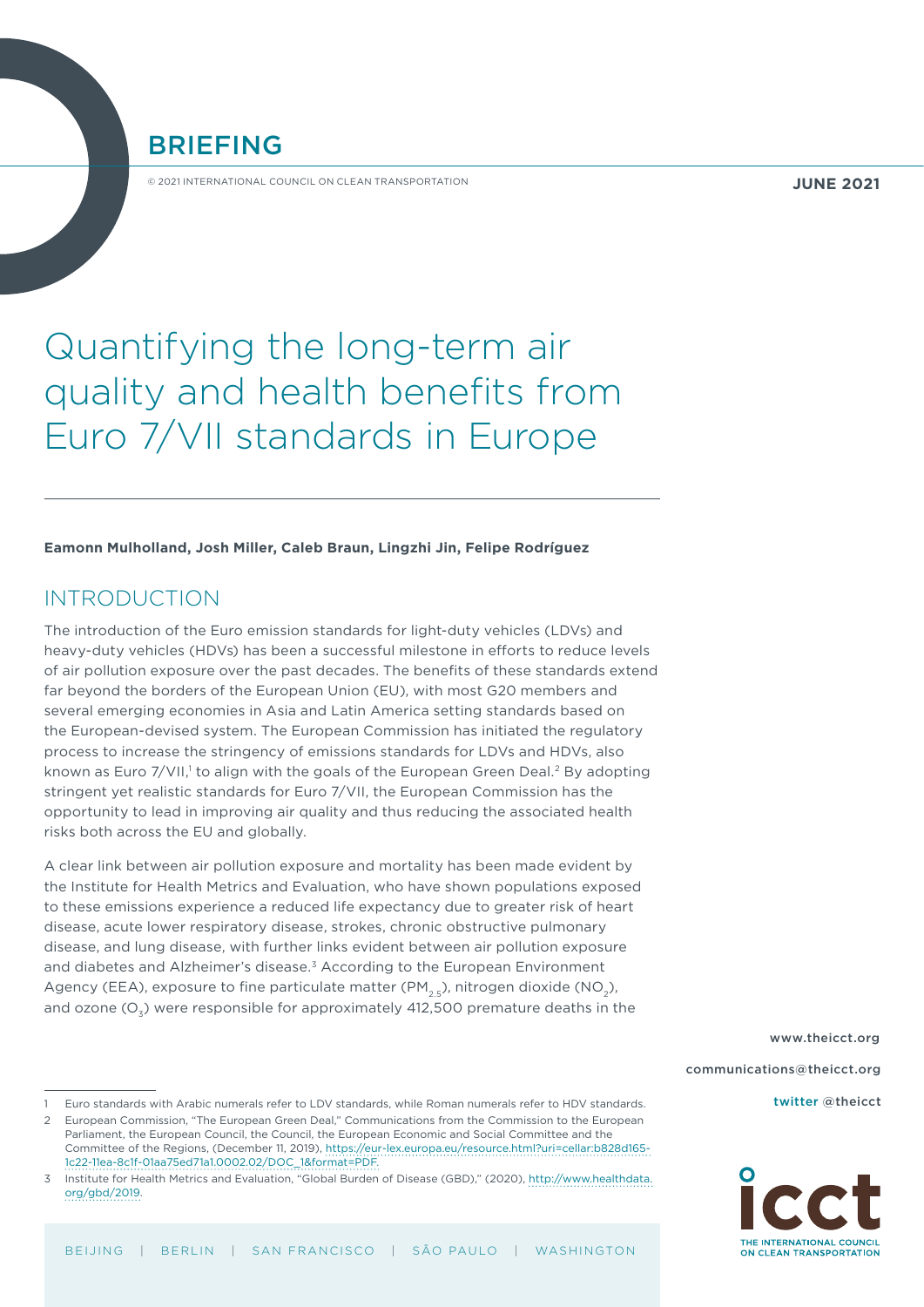BRIEFING

© 2021 INTERNATIONAL COUNCIL ON CLEAN TRANSPORTATION

**JUNE 2021**

# Quantifying the long-term air quality and health benefits from Euro 7/VII standards in Europe

**Eamonn Mulholland, Josh Miller, Caleb Braun, Lingzhi Jin, Felipe Rodríguez**

## INTRODUCTION

The introduction of the Euro emission standards for light-duty vehicles (LDVs) and heavy-duty vehicles (HDVs) has been a successful milestone in efforts to reduce levels of air pollution exposure over the past decades. The benefits of these standards extend far beyond the borders of the European Union (EU), with most G20 members and several emerging economies in Asia and Latin America setting standards based on the European-devised system. The European Commission has initiated the regulatory process to increase the stringency of emissions standards for LDVs and HDVs, also known as Euro 7/VII,[1] to align with the goals of the European Green Deal.[2] By adopting stringent yet realistic standards for Euro 7/VII, the European Commission has the opportunity to lead in improving air quality and thus reducing the associated health risks both across the EU and globally.

A clear link between air pollution exposure and mortality has been made evident by the Institute for Health Metrics and Evaluation, who have shown populations exposed to these emissions experience a reduced life expectancy due to greater risk of heart disease, acute lower respiratory disease, strokes, chronic obstructive pulmonary disease, and lung disease, with further links evident between air pollution exposure and diabetes and Alzheimer's disease.[3] According to the European Environment Agency (EEA), exposure to fine particulate matter ($PM_{2.5}$), nitrogen dioxide ($NO_2$), and ozone ($O_3$) were responsible for approximately 412,500 premature deaths in the

1 Euro standards with Arabic numerals refer to LDV standards, while Roman numerals refer to HDV standards.

2 European Commission, "The European Green Deal," Communications from the Commission to the European Parliament, the European Council, the Council, the European Economic and Social Committee and the Committee of the Regions, (December 11, 2019), https://eur-lex.europa.eu/resource.html?uri=cellar:b828d165-1c22-11ea-8c1f-01aa75ed71a1.0002.02/DOC_1&format=PDF.

3 Institute for Health Metrics and Evaluation, "Global Burden of Disease (GBD)," (2020), http://www.healthdata.org/gbd/2019.

www.theicct.org

communications@theicct.org

twitter @theicct

BEIJING | BERLIN | SAN FRANCISCO | SÃO PAULO | WASHINGTON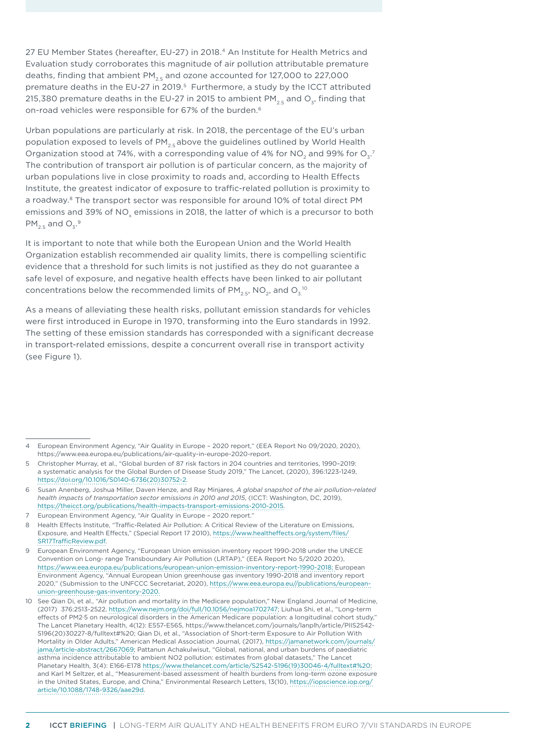27 EU Member States (hereafter, EU-27) in 2018.[4] An Institute for Health Metrics and Evaluation study corroborates this magnitude of air pollution attributable premature deaths, finding that ambient $PM_{2.5}$ and ozone accounted for 127,000 to 227,000 premature deaths in the EU-27 in 2019.[5] Furthermore, a study by the ICCT attributed 215,380 premature deaths in the EU-27 in 2015 to ambient $PM_{2.5}$ and $O_3$, finding that on-road vehicles were responsible for 67% of the burden.[6]

Urban populations are particularly at risk. In 2018, the percentage of the EU's urban population exposed to levels of $PM_{2.5}$ above the guidelines outlined by World Health Organization stood at 74%, with a corresponding value of 4% for $NO_2$ and 99% for $O_3$.[7] The contribution of transport air pollution is of particular concern, as the majority of urban populations live in close proximity to roads and, according to Health Effects Institute, the greatest indicator of exposure to traffic-related pollution is proximity to a roadway.[8] The transport sector was responsible for around 10% of total direct PM emissions and 39% of $NO_x$ emissions in 2018, the latter of which is a precursor to both $PM_{2.5}$ and $O_3$.[9]

It is important to note that while both the European Union and the World Health Organization establish recommended air quality limits, there is compelling scientific evidence that a threshold for such limits is not justified as they do not guarantee a safe level of exposure, and negative health effects have been linked to air pollutant concentrations below the recommended limits of $PM_{2.5}$, $NO_2$, and $O_3$.[10]

As a means of alleviating these health risks, pollutant emission standards for vehicles were first introduced in Europe in 1970, transforming into the Euro standards in 1992. The setting of these emission standards has corresponded with a significant decrease in transport-related emissions, despite a concurrent overall rise in transport activity (see Figure 1).

---

4 European Environment Agency, "Air Quality in Europe – 2020 report," (EEA Report No 09/2020, 2020), https://www.eea.europa.eu/publications/air-quality-in-europe-2020-report.

5 Christopher Murray, et al., "Global burden of 87 risk factors in 204 countries and territories, 1990–2019: a systematic analysis for the Global Burden of Disease Study 2019," The Lancet, (2020), 396:1223-1249, https://doi.org/10.1016/S0140-6736(20)30752-2.

6 Susan Anenberg, Joshua Miller, Daven Henze, and Ray Minjares, *A global snapshot of the air pollution-related health impacts of transportation sector emissions in 2010 and 2015*, (ICCT: Washington, DC, 2019), https://theicct.org/publications/health-impacts-transport-emissions-2010-2015.

7 European Environment Agency, "Air Quality in Europe – 2020 report."

8 Health Effects Institute, "Traffic-Related Air Pollution: A Critical Review of the Literature on Emissions, Exposure, and Health Effects," (Special Report 17 2010), https://www.healtheffects.org/system/files/SR17TrafficReview.pdf.

9 European Environment Agency, "European Union emission inventory report 1990-2018 under the UNECE Convention on Long- range Transboundary Air Pollution (LRTAP)," (EEA Report No 5/2020 2020), https://www.eea.europa.eu/publications/european-union-emission-inventory-report-1990-2018; European Environment Agency, "Annual European Union greenhouse gas inventory 1990-2018 and inventory report 2020," (Submission to the UNFCCC Secretariat, 2020), https://www.eea.europa.eu//publications/european-union-greenhouse-gas-inventory-2020.

10 See Qian Di, et al., "Air pollution and mortality in the Medicare population," New England Journal of Medicine, (2017) 376:2513-2522, https://www.nejm.org/doi/full/10.1056/nejmoa1702747; Liuhua Shi, et al., "Long-term effects of PM2·5 on neurological disorders in the American Medicare population: a longitudinal cohort study," The Lancet Planetary Health, 4(12): E557-E565, https://www.thelancet.com/journals/lanplh/article/PIIS2542-5196(20)30227-8/fulltext#%20; Qian Di, et al., "Association of Short-term Exposure to Air Pollution With Mortality in Older Adults," American Medical Association Journal, (2017), https://jamanetwork.com/journals/jama/article-abstract/2667069; Pattanun Achakulwisut, "Global, national, and urban burdens of paediatric asthma incidence attributable to ambient NO2 pollution: estimates from global datasets," The Lancet Planetary Health, 3(4): E166-E178 https://www.thelancet.com/article/S2542-5196(19)30046-4/fulltext#%20; and Karl M Seltzer, et al., "Measurement-based assessment of health burdens from long-term ozone exposure in the United States, Europe, and China," Environmental Research Letters, 13(10), https://iopscience.iop.org/article/10.1088/1748-9326/aae29d.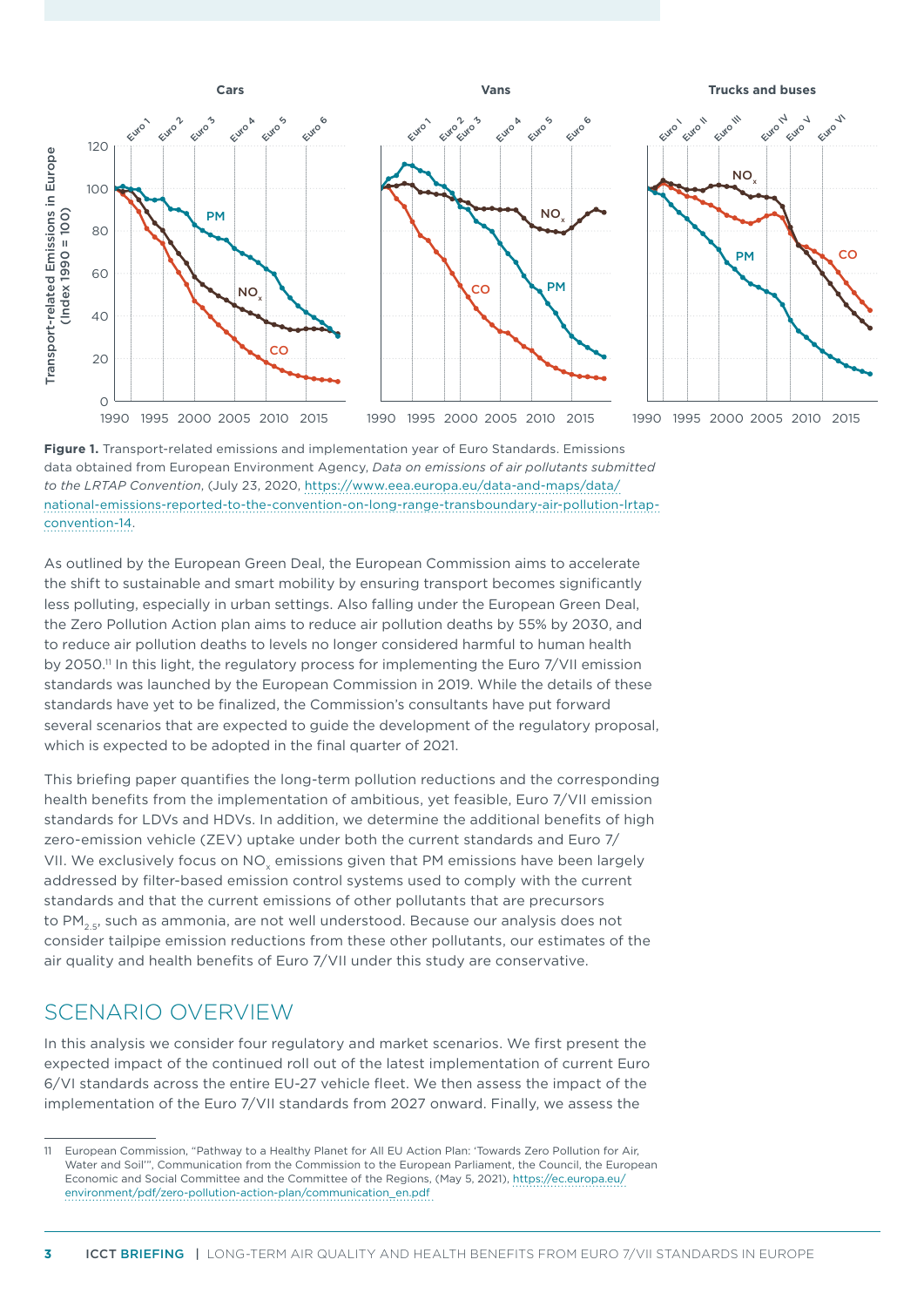**Figure 1.** Transport-related emissions and implementation year of Euro Standards. Emissions data obtained from European Environment Agency, *Data on emissions of air pollutants submitted to the LRTAP Convention*, (July 23, 2020, https://www.eea.europa.eu/data-and-maps/data/national-emissions-reported-to-the-convention-on-long-range-transboundary-air-pollution-lrtap-convention-14.

As outlined by the European Green Deal, the European Commission aims to accelerate the shift to sustainable and smart mobility by ensuring transport becomes significantly less polluting, especially in urban settings. Also falling under the European Green Deal, the Zero Pollution Action plan aims to reduce air pollution deaths by 55% by 2030, and to reduce air pollution deaths to levels no longer considered harmful to human health by 2050.[11] In this light, the regulatory process for implementing the Euro 7/VII emission standards was launched by the European Commission in 2019. While the details of these standards have yet to be finalized, the Commission's consultants have put forward several scenarios that are expected to guide the development of the regulatory proposal, which is expected to be adopted in the final quarter of 2021.

This briefing paper quantifies the long-term pollution reductions and the corresponding health benefits from the implementation of ambitious, yet feasible, Euro 7/VII emission standards for LDVs and HDVs. In addition, we determine the additional benefits of high zero-emission vehicle (ZEV) uptake under both the current standards and Euro 7/VII. We exclusively focus on $NO_x$ emissions given that PM emissions have been largely addressed by filter-based emission control systems used to comply with the current standards and that the current emissions of other pollutants that are precursors to $PM_{2.5}$, such as ammonia, are not well understood. Because our analysis does not consider tailpipe emission reductions from these other pollutants, our estimates of the air quality and health benefits of Euro 7/VII under this study are conservative.

## SCENARIO OVERVIEW

In this analysis we consider four regulatory and market scenarios. We first present the expected impact of the continued roll out of the latest implementation of current Euro 6/VI standards across the entire EU-27 vehicle fleet. We then assess the impact of the implementation of the Euro 7/VII standards from 2027 onward. Finally, we assess the

11 European Commission, "Pathway to a Healthy Planet for All EU Action Plan: 'Towards Zero Pollution for Air, Water and Soil'", Communication from the Commission to the European Parliament, the Council, the European Economic and Social Committee and the Committee of the Regions, (May 5, 2021), https://ec.europa.eu/environment/pdf/zero-pollution-action-plan/communication_en.pdf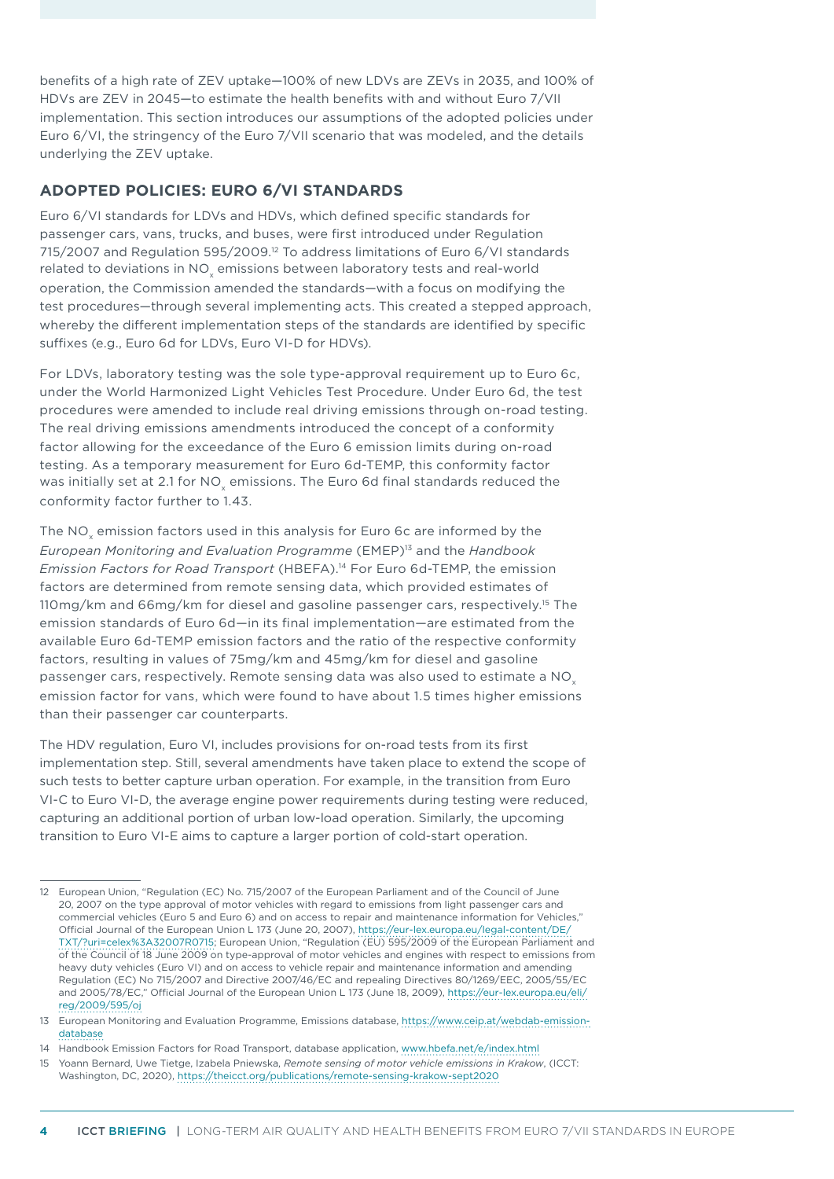benefits of a high rate of ZEV uptake—100% of new LDVs are ZEVs in 2035, and 100% of HDVs are ZEV in 2045—to estimate the health benefits with and without Euro 7/VII implementation. This section introduces our assumptions of the adopted policies under Euro 6/VI, the stringency of the Euro 7/VII scenario that was modeled, and the details underlying the ZEV uptake.

## ADOPTED POLICIES: EURO 6/VI STANDARDS

Euro 6/VI standards for LDVs and HDVs, which defined specific standards for passenger cars, vans, trucks, and buses, were first introduced under Regulation 715/2007 and Regulation 595/2009.[12] To address limitations of Euro 6/VI standards related to deviations in $NO_x$ emissions between laboratory tests and real-world operation, the Commission amended the standards—with a focus on modifying the test procedures—through several implementing acts. This created a stepped approach, whereby the different implementation steps of the standards are identified by specific suffixes (e.g., Euro 6d for LDVs, Euro VI-D for HDVs).

For LDVs, laboratory testing was the sole type-approval requirement up to Euro 6c, under the World Harmonized Light Vehicles Test Procedure. Under Euro 6d, the test procedures were amended to include real driving emissions through on-road testing. The real driving emissions amendments introduced the concept of a conformity factor allowing for the exceedance of the Euro 6 emission limits during on-road testing. As a temporary measurement for Euro 6d-TEMP, this conformity factor was initially set at 2.1 for $NO_x$ emissions. The Euro 6d final standards reduced the conformity factor further to 1.43.

The $NO_x$ emission factors used in this analysis for Euro 6c are informed by the *European Monitoring and Evaluation Programme* (EMEP)[13] and the *Handbook Emission Factors for Road Transport* (HBEFA).[14] For Euro 6d-TEMP, the emission factors are determined from remote sensing data, which provided estimates of 110mg/km and 66mg/km for diesel and gasoline passenger cars, respectively.[15] The emission standards of Euro 6d—in its final implementation—are estimated from the available Euro 6d-TEMP emission factors and the ratio of the respective conformity factors, resulting in values of 75mg/km and 45mg/km for diesel and gasoline passenger cars, respectively. Remote sensing data was also used to estimate a $NO_x$ emission factor for vans, which were found to have about 1.5 times higher emissions than their passenger car counterparts.

The HDV regulation, Euro VI, includes provisions for on-road tests from its first implementation step. Still, several amendments have taken place to extend the scope of such tests to better capture urban operation. For example, in the transition from Euro VI-C to Euro VI-D, the average engine power requirements during testing were reduced, capturing an additional portion of urban low-load operation. Similarly, the upcoming transition to Euro VI-E aims to capture a larger portion of cold-start operation.

---

12 European Union, "Regulation (EC) No. 715/2007 of the European Parliament and of the Council of June 20, 2007 on the type approval of motor vehicles with regard to emissions from light passenger cars and commercial vehicles (Euro 5 and Euro 6) and on access to repair and maintenance information for Vehicles," Official Journal of the European Union L 173 (June 20, 2007), https://eur-lex.europa.eu/legal-content/DE/TXT/?uri=celex%3A32007R0715; European Union, "Regulation (EU) 595/2009 of the European Parliament and of the Council of 18 June 2009 on type-approval of motor vehicles and engines with respect to emissions from heavy duty vehicles (Euro VI) and on access to vehicle repair and maintenance information and amending Regulation (EC) No 715/2007 and Directive 2007/46/EC and repealing Directives 80/1269/EEC, 2005/55/EC and 2005/78/EC," Official Journal of the European Union L 173 (June 18, 2009), https://eur-lex.europa.eu/eli/reg/2009/595/oj

13 European Monitoring and Evaluation Programme, Emissions database, https://www.ceip.at/webdab-emission-database

14 Handbook Emission Factors for Road Transport, database application, www.hbefa.net/e/index.html

15 Yoann Bernard, Uwe Tietge, Izabela Pniewska, *Remote sensing of motor vehicle emissions in Krakow*, (ICCT: Washington, DC, 2020), https://theicct.org/publications/remote-sensing-krakow-sept2020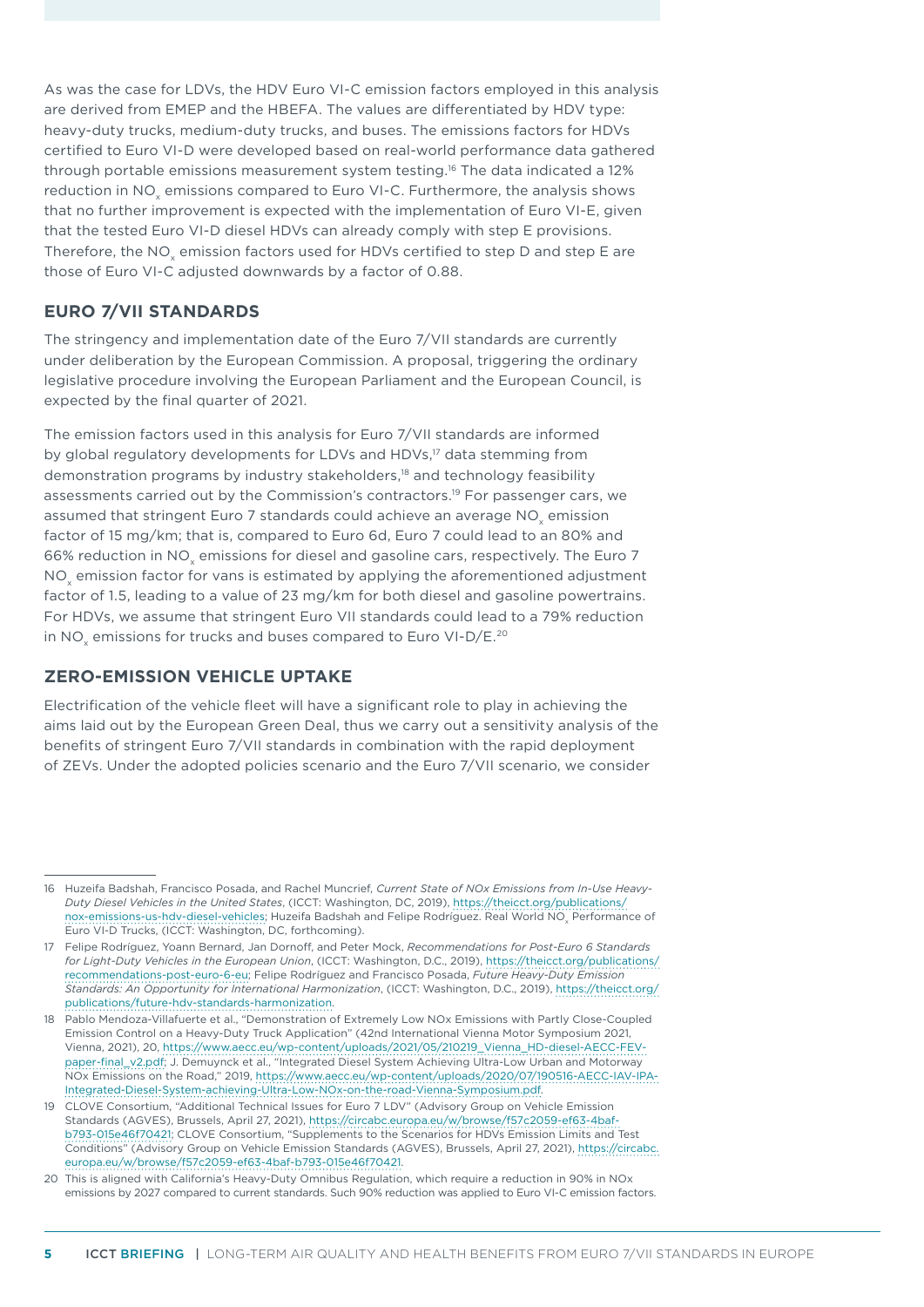As was the case for LDVs, the HDV Euro VI-C emission factors employed in this analysis are derived from EMEP and the HBEFA. The values are differentiated by HDV type: heavy-duty trucks, medium-duty trucks, and buses. The emissions factors for HDVs certified to Euro VI-D were developed based on real-world performance data gathered through portable emissions measurement system testing.[16] The data indicated a 12% reduction in $NO_x$ emissions compared to Euro VI-C. Furthermore, the analysis shows that no further improvement is expected with the implementation of Euro VI-E, given that the tested Euro VI-D diesel HDVs can already comply with step E provisions. Therefore, the $NO_x$ emission factors used for HDVs certified to step D and step E are those of Euro VI-C adjusted downwards by a factor of 0.88.

## EURO 7/VII STANDARDS

The stringency and implementation date of the Euro 7/VII standards are currently under deliberation by the European Commission. A proposal, triggering the ordinary legislative procedure involving the European Parliament and the European Council, is expected by the final quarter of 2021.

The emission factors used in this analysis for Euro 7/VII standards are informed by global regulatory developments for LDVs and HDVs,[17] data stemming from demonstration programs by industry stakeholders,[18] and technology feasibility assessments carried out by the Commission's contractors.[19] For passenger cars, we assumed that stringent Euro 7 standards could achieve an average $NO_x$ emission factor of 15 mg/km; that is, compared to Euro 6d, Euro 7 could lead to an 80% and 66% reduction in $NO_x$ emissions for diesel and gasoline cars, respectively. The Euro 7 $NO_x$ emission factor for vans is estimated by applying the aforementioned adjustment factor of 1.5, leading to a value of 23 mg/km for both diesel and gasoline powertrains. For HDVs, we assume that stringent Euro VII standards could lead to a 79% reduction in $NO_x$ emissions for trucks and buses compared to Euro VI-D/E.[20]

## ZERO-EMISSION VEHICLE UPTAKE

Electrification of the vehicle fleet will have a significant role to play in achieving the aims laid out by the European Green Deal, thus we carry out a sensitivity analysis of the benefits of stringent Euro 7/VII standards in combination with the rapid deployment of ZEVs. Under the adopted policies scenario and the Euro 7/VII scenario, we consider

---

16 Huzeifa Badshah, Francisco Posada, and Rachel Muncrief, *Current State of NOx Emissions from In-Use Heavy-Duty Diesel Vehicles in the United States*, (ICCT: Washington, DC, 2019), https://theicct.org/publications/nox-emissions-us-hdv-diesel-vehicles; Huzeifa Badshah and Felipe Rodríguez. Real World $NO_x$ Performance of Euro VI-D Trucks, (ICCT: Washington, DC, forthcoming).

17 Felipe Rodríguez, Yoann Bernard, Jan Dornoff, and Peter Mock, *Recommendations for Post-Euro 6 Standards for Light-Duty Vehicles in the European Union*, (ICCT: Washington, D.C., 2019), https://theicct.org/publications/recommendations-post-euro-6-eu; Felipe Rodríguez and Francisco Posada, *Future Heavy-Duty Emission Standards: An Opportunity for International Harmonization*, (ICCT: Washington, D.C., 2019), https://theicct.org/publications/future-hdv-standards-harmonization.

18 Pablo Mendoza-Villafuerte et al., "Demonstration of Extremely Low NOx Emissions with Partly Close-Coupled Emission Control on a Heavy-Duty Truck Application" (42nd International Vienna Motor Symposium 2021, Vienna, 2021), 20, https://www.aecc.eu/wp-content/uploads/2021/05/210219_Vienna_HD-diesel-AECC-FEV-paper-final_v2.pdf; J. Demuynck et al., "Integrated Diesel System Achieving Ultra-Low Urban and Motorway NOx Emissions on the Road," 2019, https://www.aecc.eu/wp-content/uploads/2020/07/190516-AECC-IAV-IPA-Integrated-Diesel-System-achieving-Ultra-Low-NOx-on-the-road-Vienna-Symposium.pdf.

19 CLOVE Consortium, "Additional Technical Issues for Euro 7 LDV" (Advisory Group on Vehicle Emission Standards (AGVES), Brussels, April 27, 2021), https://circabc.europa.eu/w/browse/f57c2059-ef63-4baf-b793-015e46f70421; CLOVE Consortium, "Supplements to the Scenarios for HDVs Emission Limits and Test Conditions" (Advisory Group on Vehicle Emission Standards (AGVES), Brussels, April 27, 2021), https://circabc.europa.eu/w/browse/f57c2059-ef63-4baf-b793-015e46f70421.

20 This is aligned with California's Heavy-Duty Omnibus Regulation, which require a reduction in 90% in NOx emissions by 2027 compared to current standards. Such 90% reduction was applied to Euro VI-C emission factors.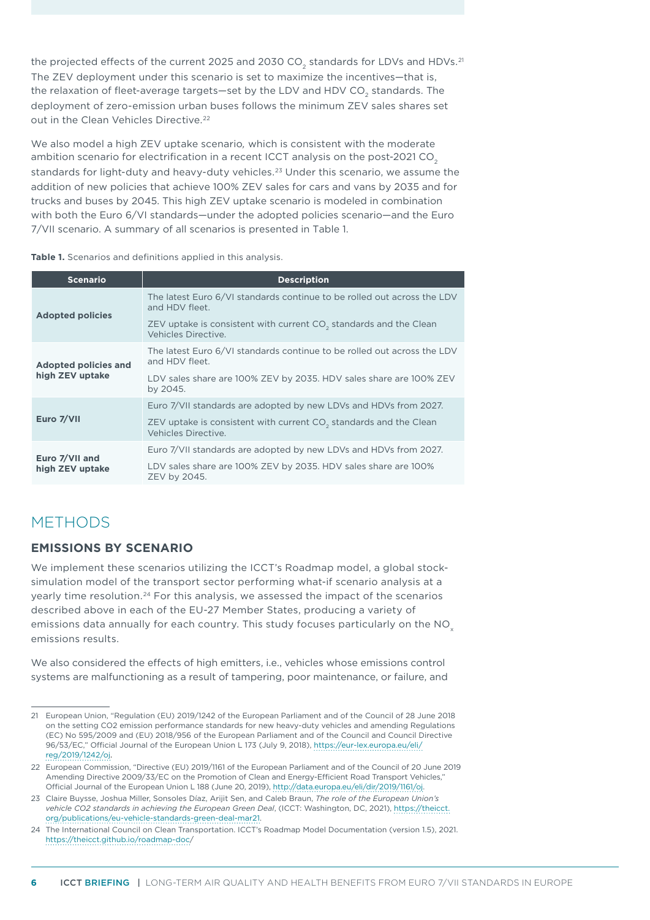the projected effects of the current 2025 and 2030 $CO_2$ standards for LDVs and HDVs.[21] The ZEV deployment under this scenario is set to maximize the incentives—that is, the relaxation of fleet-average targets—set by the LDV and HDV $CO_2$ standards. The deployment of zero-emission urban buses follows the minimum ZEV sales shares set out in the Clean Vehicles Directive.[22]

We also model a high ZEV uptake scenario*,* which is consistent with the moderate ambition scenario for electrification in a recent ICCT analysis on the post-2021 $CO_2$ standards for light-duty and heavy-duty vehicles.[23] Under this scenario, we assume the addition of new policies that achieve 100% ZEV sales for cars and vans by 2035 and for trucks and buses by 2045. This high ZEV uptake scenario is modeled in combination with both the Euro 6/VI standards—under the adopted policies scenario—and the Euro 7/VII scenario. A summary of all scenarios is presented in Table 1.

**Table 1.** Scenarios and definitions applied in this analysis.

| Scenario | Description |
|---|---|
| **Adopted policies** | The latest Euro 6/VI standards continue to be rolled out across the LDV and HDV fleet. ZEV uptake is consistent with current $CO_2$ standards and the Clean Vehicles Directive. |
| **Adopted policies and high ZEV uptake** | The latest Euro 6/VI standards continue to be rolled out across the LDV and HDV fleet. LDV sales share are 100% ZEV by 2035. HDV sales share are 100% ZEV by 2045. |
| **Euro 7/VII** | Euro 7/VII standards are adopted by new LDVs and HDVs from 2027. ZEV uptake is consistent with current $CO_2$ standards and the Clean Vehicles Directive. |
| **Euro 7/VII and high ZEV uptake** | Euro 7/VII standards are adopted by new LDVs and HDVs from 2027. LDV sales share are 100% ZEV by 2035. HDV sales share are 100% ZEV by 2045. |

# METHODS

## EMISSIONS BY SCENARIO

We implement these scenarios utilizing the ICCT's Roadmap model, a global stock-simulation model of the transport sector performing what-if scenario analysis at a yearly time resolution.[24] For this analysis, we assessed the impact of the scenarios described above in each of the EU-27 Member States, producing a variety of emissions data annually for each country. This study focuses particularly on the $NO_x$ emissions results.

We also considered the effects of high emitters, i.e., vehicles whose emissions control systems are malfunctioning as a result of tampering, poor maintenance, or failure, and

---

21 European Union, "Regulation (EU) 2019/1242 of the European Parliament and of the Council of 28 June 2018 on the setting CO2 emission performance standards for new heavy-duty vehicles and amending Regulations (EC) No 595/2009 and (EU) 2018/956 of the European Parliament and of the Council and Council Directive 96/53/EC," Official Journal of the European Union L 173 (July 9, 2018), https://eur-lex.europa.eu/eli/reg/2019/1242/oj.

22 European Commission, "Directive (EU) 2019/1161 of the European Parliament and of the Council of 20 June 2019 Amending Directive 2009/33/EC on the Promotion of Clean and Energy-Efficient Road Transport Vehicles," Official Journal of the European Union L 188 (June 20, 2019), http://data.europa.eu/eli/dir/2019/1161/oj.

23 Claire Buysse, Joshua Miller, Sonsoles Díaz, Arijit Sen, and Caleb Braun, *The role of the European Union's vehicle CO2 standards in achieving the European Green Deal*, (ICCT: Washington, DC, 2021), https://theicct.org/publications/eu-vehicle-standards-green-deal-mar21.

24 The International Council on Clean Transportation. ICCT's Roadmap Model Documentation (version 1.5), 2021. https://theicct.github.io/roadmap-doc/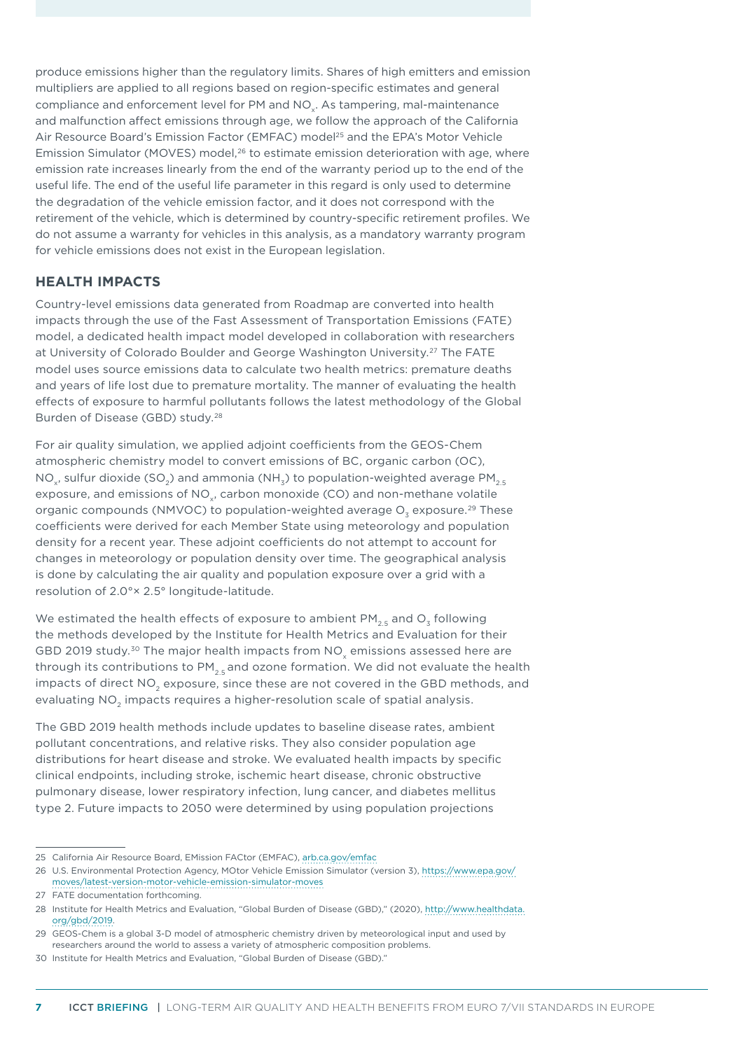produce emissions higher than the regulatory limits. Shares of high emitters and emission multipliers are applied to all regions based on region-specific estimates and general compliance and enforcement level for PM and $NO_x$. As tampering, mal-maintenance and malfunction affect emissions through age, we follow the approach of the California Air Resource Board's Emission Factor (EMFAC) model[25] and the EPA's Motor Vehicle Emission Simulator (MOVES) model,[26] to estimate emission deterioration with age, where emission rate increases linearly from the end of the warranty period up to the end of the useful life. The end of the useful life parameter in this regard is only used to determine the degradation of the vehicle emission factor, and it does not correspond with the retirement of the vehicle, which is determined by country-specific retirement profiles. We do not assume a warranty for vehicles in this analysis, as a mandatory warranty program for vehicle emissions does not exist in the European legislation.

## HEALTH IMPACTS

Country-level emissions data generated from Roadmap are converted into health impacts through the use of the Fast Assessment of Transportation Emissions (FATE) model, a dedicated health impact model developed in collaboration with researchers at University of Colorado Boulder and George Washington University.[27] The FATE model uses source emissions data to calculate two health metrics: premature deaths and years of life lost due to premature mortality. The manner of evaluating the health effects of exposure to harmful pollutants follows the latest methodology of the Global Burden of Disease (GBD) study.[28]

For air quality simulation, we applied adjoint coefficients from the GEOS-Chem atmospheric chemistry model to convert emissions of BC, organic carbon (OC), $NO_x$, sulfur dioxide ($SO_2$) and ammonia ($NH_3$) to population-weighted average $PM_{2.5}$ exposure, and emissions of $NO_x$, carbon monoxide (CO) and non-methane volatile organic compounds (NMVOC) to population-weighted average $O_3$ exposure.[29] These coefficients were derived for each Member State using meteorology and population density for a recent year. These adjoint coefficients do not attempt to account for changes in meteorology or population density over time. The geographical analysis is done by calculating the air quality and population exposure over a grid with a resolution of 2.0°× 2.5° longitude-latitude.

We estimated the health effects of exposure to ambient $PM_{2.5}$ and $O_3$ following the methods developed by the Institute for Health Metrics and Evaluation for their GBD 2019 study.[30] The major health impacts from $NO_x$ emissions assessed here are through its contributions to $PM_{2.5}$ and ozone formation. We did not evaluate the health impacts of direct $NO_2$ exposure, since these are not covered in the GBD methods, and evaluating $NO_2$ impacts requires a higher-resolution scale of spatial analysis.

The GBD 2019 health methods include updates to baseline disease rates, ambient pollutant concentrations, and relative risks. They also consider population age distributions for heart disease and stroke. We evaluated health impacts by specific clinical endpoints, including stroke, ischemic heart disease, chronic obstructive pulmonary disease, lower respiratory infection, lung cancer, and diabetes mellitus type 2. Future impacts to 2050 were determined by using population projections

---

25 California Air Resource Board, EMission FACtor (EMFAC), arb.ca.gov/emfac

26 U.S. Environmental Protection Agency, MOtor Vehicle Emission Simulator (version 3), https://www.epa.gov/moves/latest-version-motor-vehicle-emission-simulator-moves

27 FATE documentation forthcoming.

28 Institute for Health Metrics and Evaluation, "Global Burden of Disease (GBD)," (2020), http://www.healthdata.org/gbd/2019.

29 GEOS-Chem is a global 3-D model of atmospheric chemistry driven by meteorological input and used by researchers around the world to assess a variety of atmospheric composition problems.

30 Institute for Health Metrics and Evaluation, "Global Burden of Disease (GBD)."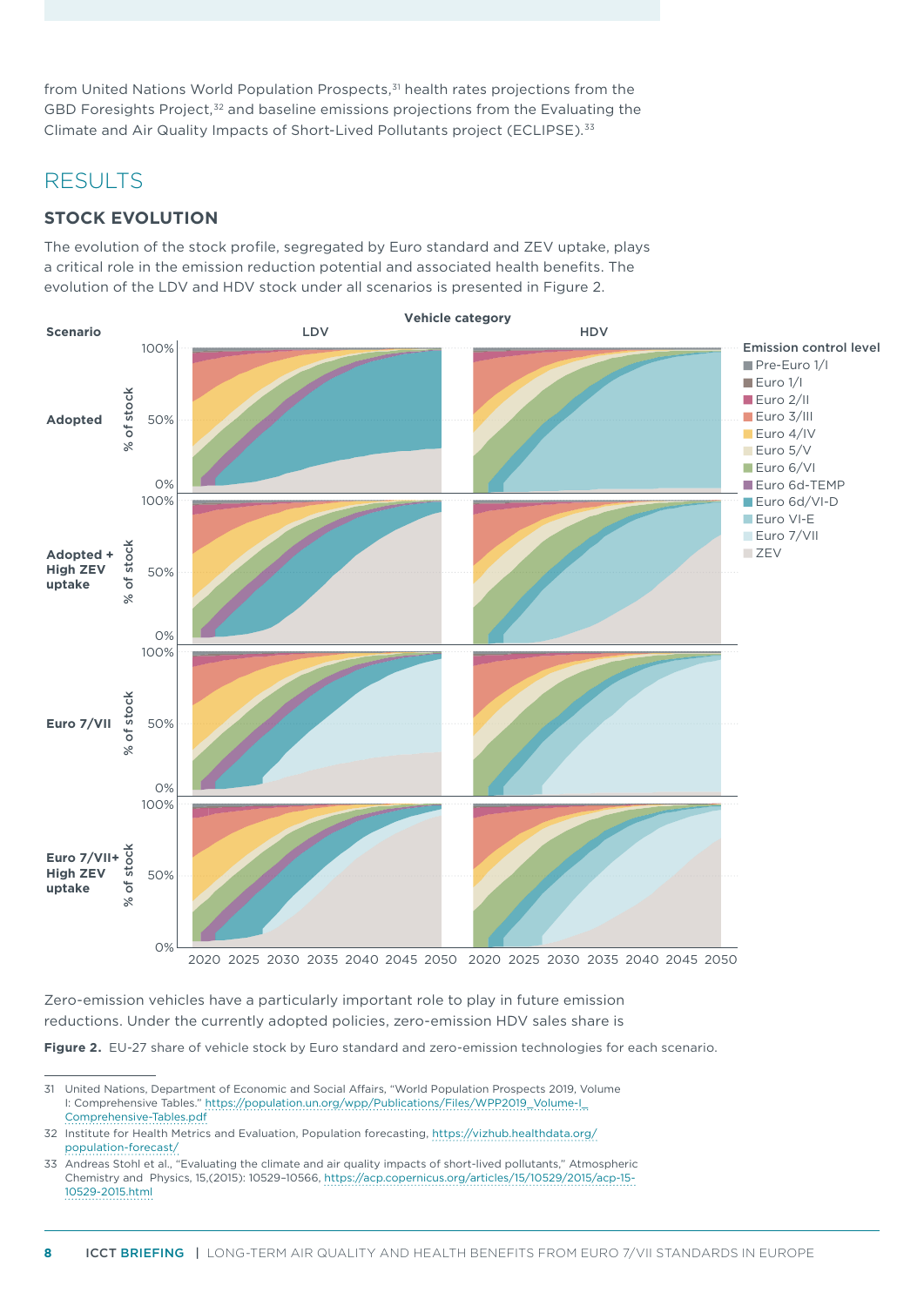from United Nations World Population Prospects,[31] health rates projections from the GBD Foresights Project,[32] and baseline emissions projections from the Evaluating the Climate and Air Quality Impacts of Short-Lived Pollutants project (ECLIPSE).[33]

## RESULTS

### STOCK EVOLUTION

The evolution of the stock profile, segregated by Euro standard and ZEV uptake, plays a critical role in the emission reduction potential and associated health benefits. The evolution of the LDV and HDV stock under all scenarios is presented in Figure 2.

**Figure 2.** EU-27 share of vehicle stock by Euro standard and zero-emission technologies for each scenario.

Zero-emission vehicles have a particularly important role to play in future emission reductions. Under the currently adopted policies, zero-emission HDV sales share is

---

31 United Nations, Department of Economic and Social Affairs, "World Population Prospects 2019, Volume I: Comprehensive Tables." https://population.un.org/wpp/Publications/Files/WPP2019_Volume-I_Comprehensive-Tables.pdf

32 Institute for Health Metrics and Evaluation, Population forecasting, https://vizhub.healthdata.org/population-forecast/

33 Andreas Stohl et al., "Evaluating the climate and air quality impacts of short-lived pollutants," Atmospheric Chemistry and Physics, 15,(2015): 10529–10566, https://acp.copernicus.org/articles/15/10529/2015/acp-15-10529-2015.html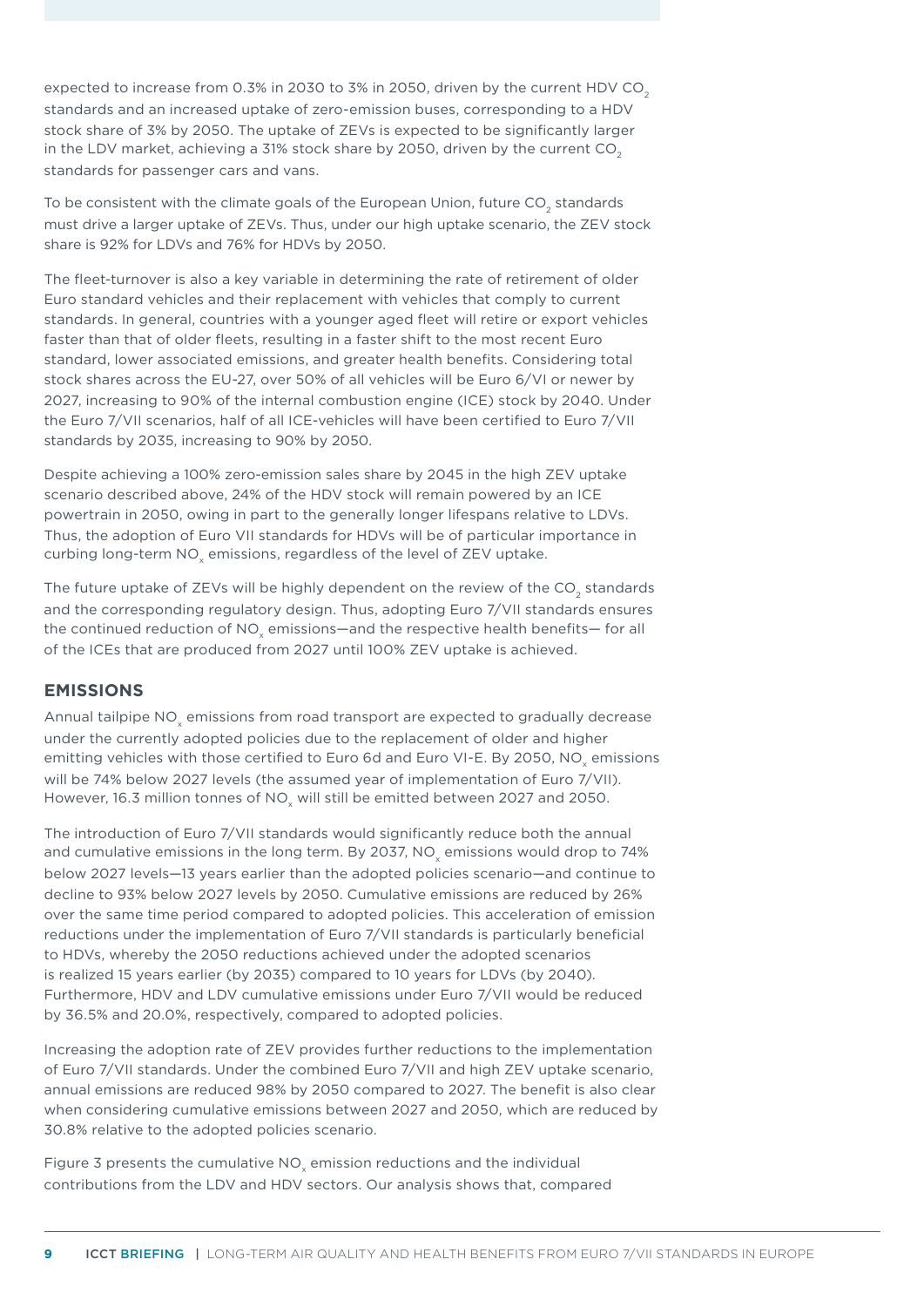expected to increase from 0.3% in 2030 to 3% in 2050, driven by the current HDV $CO_2$ standards and an increased uptake of zero-emission buses, corresponding to a HDV stock share of 3% by 2050. The uptake of ZEVs is expected to be significantly larger in the LDV market, achieving a 31% stock share by 2050, driven by the current $CO_2$ standards for passenger cars and vans.

To be consistent with the climate goals of the European Union, future $CO_2$ standards must drive a larger uptake of ZEVs. Thus, under our high uptake scenario, the ZEV stock share is 92% for LDVs and 76% for HDVs by 2050.

The fleet-turnover is also a key variable in determining the rate of retirement of older Euro standard vehicles and their replacement with vehicles that comply to current standards. In general, countries with a younger aged fleet will retire or export vehicles faster than that of older fleets, resulting in a faster shift to the most recent Euro standard, lower associated emissions, and greater health benefits. Considering total stock shares across the EU-27, over 50% of all vehicles will be Euro 6/VI or newer by 2027, increasing to 90% of the internal combustion engine (ICE) stock by 2040. Under the Euro 7/VII scenarios, half of all ICE-vehicles will have been certified to Euro 7/VII standards by 2035, increasing to 90% by 2050.

Despite achieving a 100% zero-emission sales share by 2045 in the high ZEV uptake scenario described above, 24% of the HDV stock will remain powered by an ICE powertrain in 2050, owing in part to the generally longer lifespans relative to LDVs. Thus, the adoption of Euro VII standards for HDVs will be of particular importance in curbing long-term $NO_x$ emissions, regardless of the level of ZEV uptake.

The future uptake of ZEVs will be highly dependent on the review of the $CO_2$ standards and the corresponding regulatory design. Thus, adopting Euro 7/VII standards ensures the continued reduction of $NO_x$ emissions—and the respective health benefits— for all of the ICEs that are produced from 2027 until 100% ZEV uptake is achieved.

## EMISSIONS

Annual tailpipe $NO_x$ emissions from road transport are expected to gradually decrease under the currently adopted policies due to the replacement of older and higher emitting vehicles with those certified to Euro 6d and Euro VI-E. By 2050, $NO_x$ emissions will be 74% below 2027 levels (the assumed year of implementation of Euro 7/VII). However, 16.3 million tonnes of $NO_x$ will still be emitted between 2027 and 2050.

The introduction of Euro 7/VII standards would significantly reduce both the annual and cumulative emissions in the long term. By 2037, $NO_x$ emissions would drop to 74% below 2027 levels—13 years earlier than the adopted policies scenario—and continue to decline to 93% below 2027 levels by 2050. Cumulative emissions are reduced by 26% over the same time period compared to adopted policies. This acceleration of emission reductions under the implementation of Euro 7/VII standards is particularly beneficial to HDVs, whereby the 2050 reductions achieved under the adopted scenarios is realized 15 years earlier (by 2035) compared to 10 years for LDVs (by 2040). Furthermore, HDV and LDV cumulative emissions under Euro 7/VII would be reduced by 36.5% and 20.0%, respectively, compared to adopted policies.

Increasing the adoption rate of ZEV provides further reductions to the implementation of Euro 7/VII standards. Under the combined Euro 7/VII and high ZEV uptake scenario, annual emissions are reduced 98% by 2050 compared to 2027. The benefit is also clear when considering cumulative emissions between 2027 and 2050, which are reduced by 30.8% relative to the adopted policies scenario.

Figure 3 presents the cumulative $NO_x$ emission reductions and the individual contributions from the LDV and HDV sectors. Our analysis shows that, compared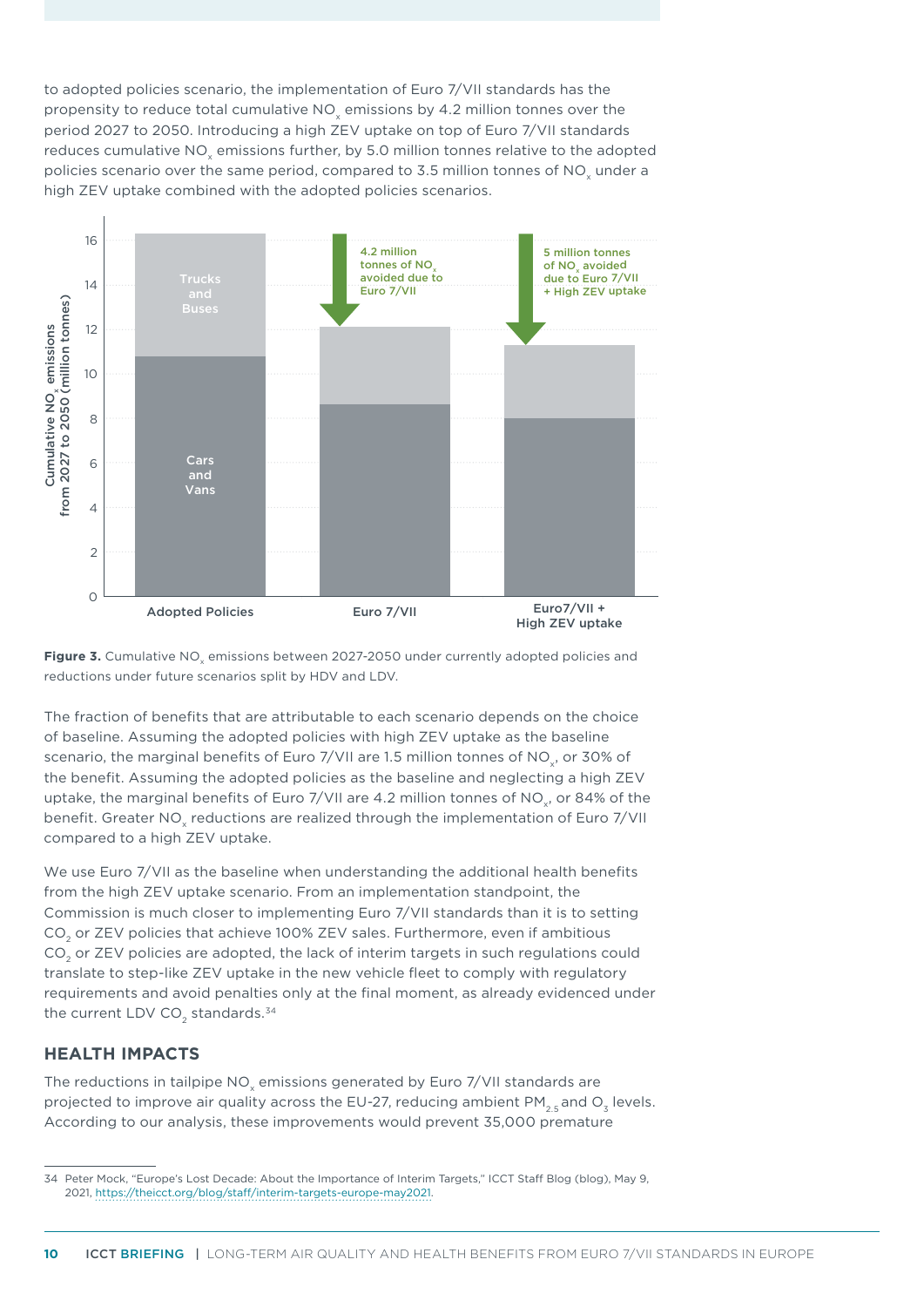to adopted policies scenario, the implementation of Euro 7/VII standards has the propensity to reduce total cumulative $NO_x$ emissions by 4.2 million tonnes over the period 2027 to 2050. Introducing a high ZEV uptake on top of Euro 7/VII standards reduces cumulative $NO_x$ emissions further, by 5.0 million tonnes relative to the adopted policies scenario over the same period, compared to 3.5 million tonnes of $NO_x$ under a high ZEV uptake combined with the adopted policies scenarios.

**Figure 3.** Cumulative $NO_x$ emissions between 2027-2050 under currently adopted policies and reductions under future scenarios split by HDV and LDV.

The fraction of benefits that are attributable to each scenario depends on the choice of baseline. Assuming the adopted policies with high ZEV uptake as the baseline scenario, the marginal benefits of Euro 7/VII are 1.5 million tonnes of $NO_x$, or 30% of the benefit. Assuming the adopted policies as the baseline and neglecting a high ZEV uptake, the marginal benefits of Euro 7/VII are 4.2 million tonnes of $NO_x$, or 84% of the benefit. Greater $NO_x$ reductions are realized through the implementation of Euro 7/VII compared to a high ZEV uptake.

We use Euro 7/VII as the baseline when understanding the additional health benefits from the high ZEV uptake scenario. From an implementation standpoint, the Commission is much closer to implementing Euro 7/VII standards than it is to setting $CO_2$ or ZEV policies that achieve 100% ZEV sales. Furthermore, even if ambitious $CO_2$ or ZEV policies are adopted, the lack of interim targets in such regulations could translate to step-like ZEV uptake in the new vehicle fleet to comply with regulatory requirements and avoid penalties only at the final moment, as already evidenced under the current LDV $CO_2$ standards.[34]

## HEALTH IMPACTS

The reductions in tailpipe $NO_x$ emissions generated by Euro 7/VII standards are projected to improve air quality across the EU-27, reducing ambient $PM_{2.5}$ and $O_3$ levels. According to our analysis, these improvements would prevent 35,000 premature

---

34 Peter Mock, "Europe's Lost Decade: About the Importance of Interim Targets," ICCT Staff Blog (blog), May 9, 2021, https://theicct.org/blog/staff/interim-targets-europe-may2021.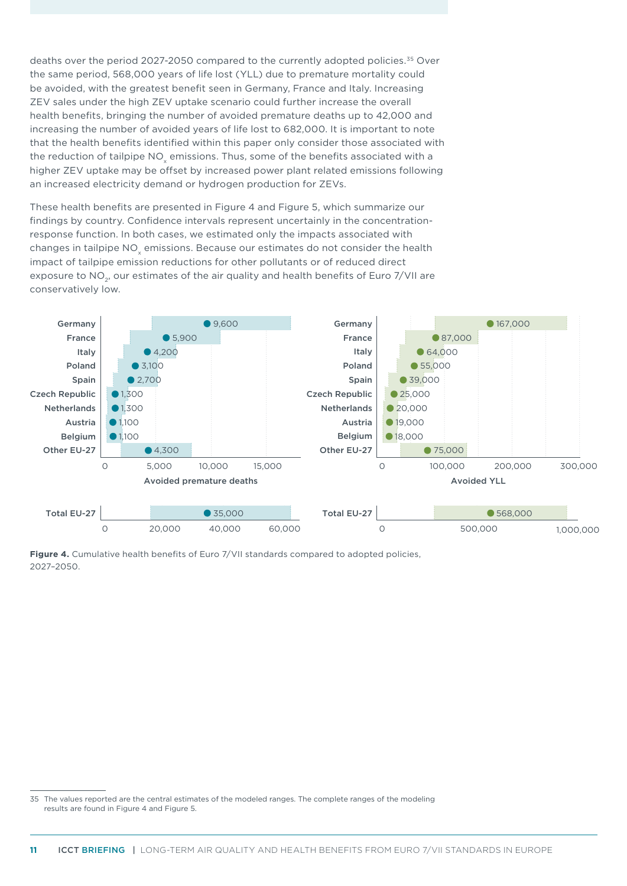deaths over the period 2027-2050 compared to the currently adopted policies.[35] Over the same period, 568,000 years of life lost (YLL) due to premature mortality could be avoided, with the greatest benefit seen in Germany, France and Italy. Increasing ZEV sales under the high ZEV uptake scenario could further increase the overall health benefits, bringing the number of avoided premature deaths up to 42,000 and increasing the number of avoided years of life lost to 682,000. It is important to note that the health benefits identified within this paper only consider those associated with the reduction of tailpipe $NO_x$ emissions. Thus, some of the benefits associated with a higher ZEV uptake may be offset by increased power plant related emissions following an increased electricity demand or hydrogen production for ZEVs.

These health benefits are presented in Figure 4 and Figure 5, which summarize our findings by country. Confidence intervals represent uncertainly in the concentration-response function. In both cases, we estimated only the impacts associated with changes in tailpipe $NO_x$ emissions. Because our estimates do not consider the health impact of tailpipe emission reductions for other pollutants or of reduced direct exposure to $NO_2$, our estimates of the air quality and health benefits of Euro 7/VII are conservatively low.

| Country | Avoided premature deaths | Avoided YLL |
|---|---|---|
| Germany | 9,600 | 167,000 |
| France | 5,900 | 87,000 |
| Italy | 4,200 | 64,000 |
| Poland | 3,100 | 55,000 |
| Spain | 2,700 | 39,000 |
| Czech Republic | 1,300 | 25,000 |
| Netherlands | 1,300 | 20,000 |
| Austria | 1,100 | 19,000 |
| Belgium | 1,100 | 18,000 |
| Other EU-27 | 4,300 | 75,000 |
| Total EU-27 | 35,000 | 568,000 |

**Figure 4.** Cumulative health benefits of Euro 7/VII standards compared to adopted policies, 2027–2050.

35 The values reported are the central estimates of the modeled ranges. The complete ranges of the modeling results are found in Figure 4 and Figure 5.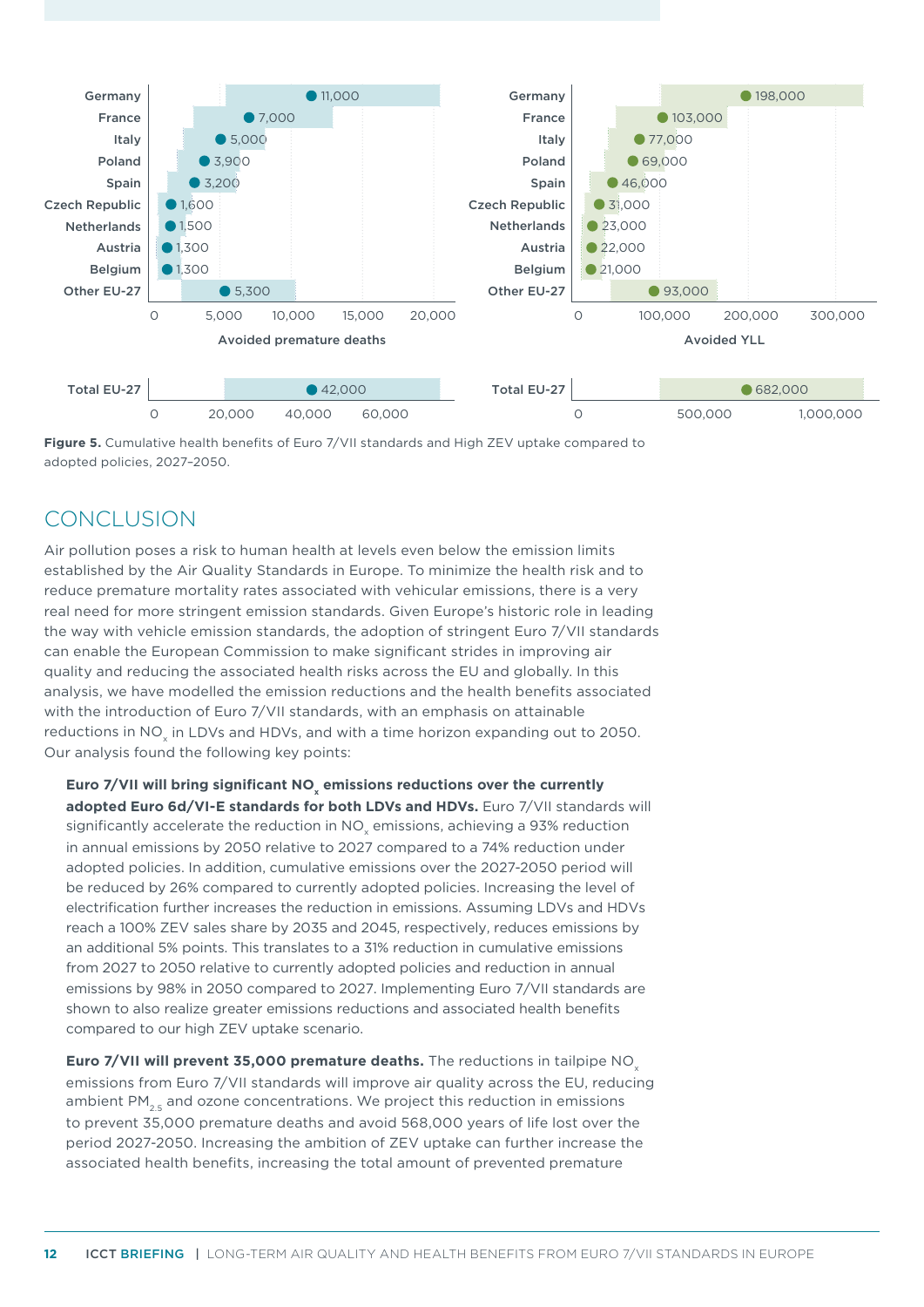| | Avoided premature deaths | Avoided YLL |
|---|---|---|
| Germany | 11,000 | 198,000 |
| France | 7,000 | 103,000 |
| Italy | 5,000 | 77,000 |
| Poland | 3,900 | 69,000 |
| Spain | 3,200 | 46,000 |
| Czech Republic | 1,600 | 31,000 |
| Netherlands | 1,500 | 23,000 |
| Austria | 1,300 | 22,000 |
| Belgium | 1,300 | 21,000 |
| Other EU-27 | 5,300 | 93,000 |
| Total EU-27 | 42,000 | 682,000 |

**Figure 5.** Cumulative health benefits of Euro 7/VII standards and High ZEV uptake compared to adopted policies, 2027–2050.

## CONCLUSION

Air pollution poses a risk to human health at levels even below the emission limits established by the Air Quality Standards in Europe. To minimize the health risk and to reduce premature mortality rates associated with vehicular emissions, there is a very real need for more stringent emission standards. Given Europe's historic role in leading the way with vehicle emission standards, the adoption of stringent Euro 7/VII standards can enable the European Commission to make significant strides in improving air quality and reducing the associated health risks across the EU and globally. In this analysis, we have modelled the emission reductions and the health benefits associated with the introduction of Euro 7/VII standards, with an emphasis on attainable reductions in $NO_x$ in LDVs and HDVs, and with a time horizon expanding out to 2050. Our analysis found the following key points:

**Euro 7/VII will bring significant $NO_x$ emissions reductions over the currently adopted Euro 6d/VI-E standards for both LDVs and HDVs.** Euro 7/VII standards will significantly accelerate the reduction in $NO_x$ emissions, achieving a 93% reduction in annual emissions by 2050 relative to 2027 compared to a 74% reduction under adopted policies. In addition, cumulative emissions over the 2027-2050 period will be reduced by 26% compared to currently adopted policies. Increasing the level of electrification further increases the reduction in emissions. Assuming LDVs and HDVs reach a 100% ZEV sales share by 2035 and 2045, respectively, reduces emissions by an additional 5% points. This translates to a 31% reduction in cumulative emissions from 2027 to 2050 relative to currently adopted policies and reduction in annual emissions by 98% in 2050 compared to 2027. Implementing Euro 7/VII standards are shown to also realize greater emissions reductions and associated health benefits compared to our high ZEV uptake scenario.

**Euro 7/VII will prevent 35,000 premature deaths.** The reductions in tailpipe $NO_x$ emissions from Euro 7/VII standards will improve air quality across the EU, reducing ambient $PM_{2.5}$ and ozone concentrations. We project this reduction in emissions to prevent 35,000 premature deaths and avoid 568,000 years of life lost over the period 2027-2050. Increasing the ambition of ZEV uptake can further increase the associated health benefits, increasing the total amount of prevented premature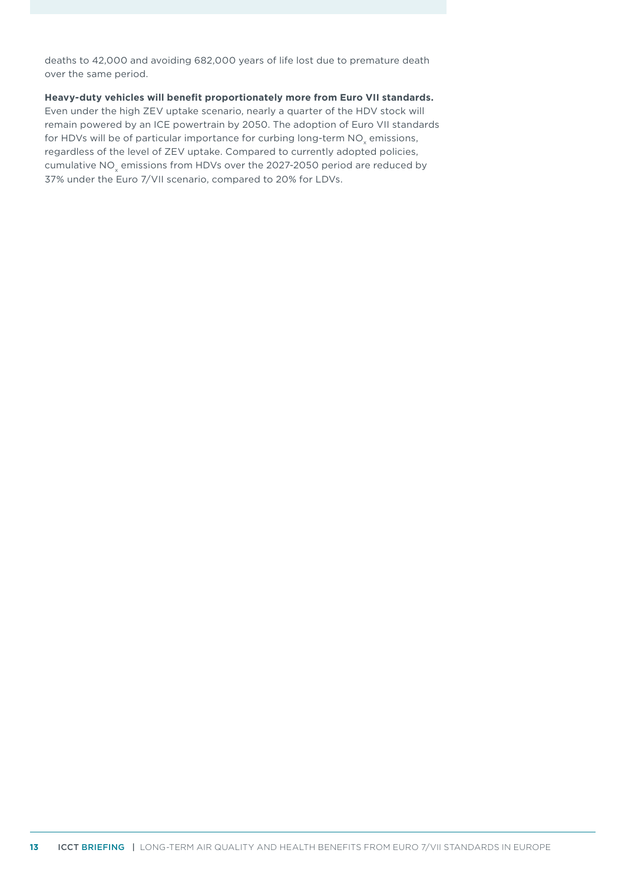deaths to 42,000 and avoiding 682,000 years of life lost due to premature death over the same period.

**Heavy-duty vehicles will benefit proportionately more from Euro VII standards.** Even under the high ZEV uptake scenario, nearly a quarter of the HDV stock will remain powered by an ICE powertrain by 2050. The adoption of Euro VII standards for HDVs will be of particular importance for curbing long-term $NO_x$ emissions, regardless of the level of ZEV uptake. Compared to currently adopted policies, cumulative $NO_x$ emissions from HDVs over the 2027-2050 period are reduced by 37% under the Euro 7/VII scenario, compared to 20% for LDVs.